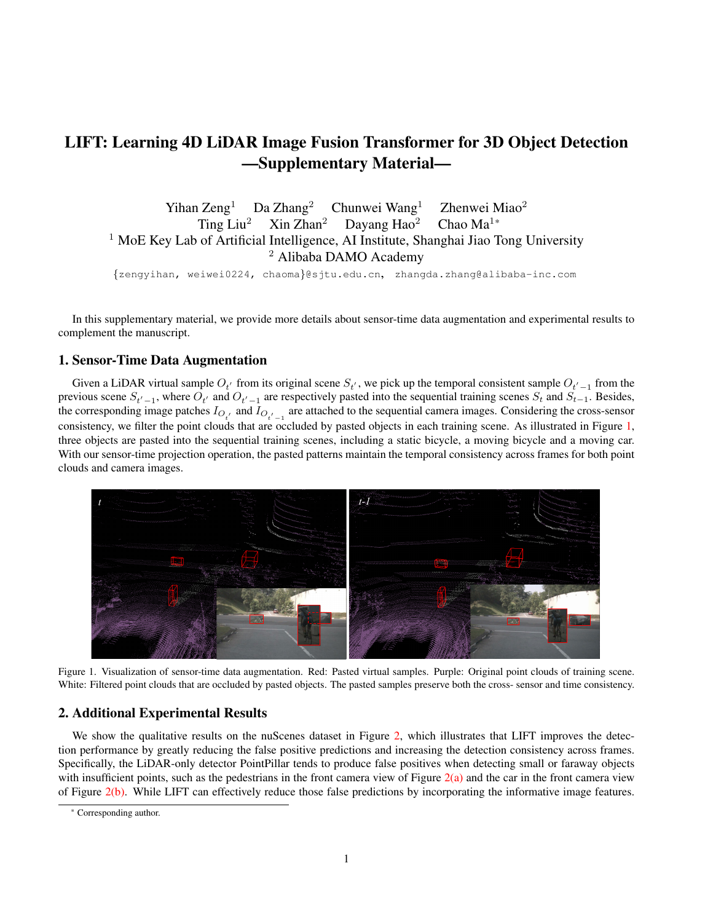# LIFT: Learning 4D LiDAR Image Fusion Transformer for 3D Object Detection —Supplementary Material—

Yihan Zeng[1] Da Zhang[2] Chunwei Wang[1] Zhenwei Miao[2]
Ting Liu[2] Xin Zhan[2] Dayang Hao[2] Chao Ma[1*]

[1] MoE Key Lab of Artificial Intelligence, AI Institute, Shanghai Jiao Tong University
[2] Alibaba DAMO Academy

{zengyihan, weiwei0224, chaoma}@sjtu.edu.cn, zhangda.zhang@alibaba-inc.com

In this supplementary material, we provide more details about sensor-time data augmentation and experimental results to complement the manuscript.

## 1. Sensor-Time Data Augmentation

Given a LiDAR virtual sample $O_{t'}$ from its original scene $S_{t'}$, we pick up the temporal consistent sample $O_{t'-1}$ from the previous scene $S_{t'-1}$, where $O_{t'}$ and $O_{t'-1}$ are respectively pasted into the sequential training scenes $S_t$ and $S_{t-1}$. Besides, the corresponding image patches $I_{O_{t'}}$ and $I_{O_{t'-1}}$ are attached to the sequential camera images. Considering the cross-sensor consistency, we filter the point clouds that are occluded by pasted objects in each training scene. As illustrated in Figure 1, three objects are pasted into the sequential training scenes, including a static bicycle, a moving bicycle and a moving car. With our sensor-time projection operation, the pasted patterns maintain the temporal consistency across frames for both point clouds and camera images.

Figure 1. Visualization of sensor-time data augmentation. Red: Pasted virtual samples. Purple: Original point clouds of training scene. White: Filtered point clouds that are occluded by pasted objects. The pasted samples preserve both the cross- sensor and time consistency.

## 2. Additional Experimental Results

We show the qualitative results on the nuScenes dataset in Figure 2, which illustrates that LIFT improves the detection performance by greatly reducing the false positive predictions and increasing the detection consistency across frames. Specifically, the LiDAR-only detector PointPillar tends to produce false positives when detecting small or faraway objects with insufficient points, such as the pedestrians in the front camera view of Figure 2(a) and the car in the front camera view of Figure 2(b). While LIFT can effectively reduce those false predictions by incorporating the informative image features.

[*] Corresponding author.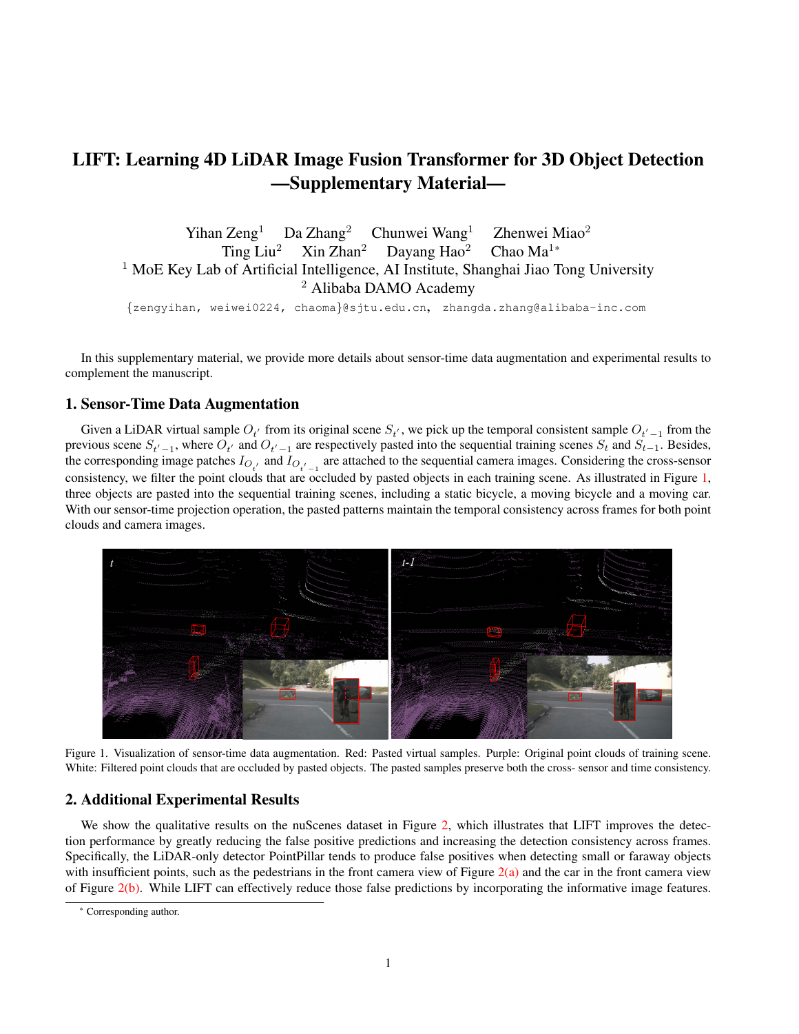# LIFT: Learning 4D LiDAR Image Fusion Transformer for 3D Object Detection —Supplementary Material—

Yihan Zeng[1] Da Zhang[2] Chunwei Wang[1] Zhenwei Miao[2]
Ting Liu[2] Xin Zhan[2] Dayang Hao[2] Chao Ma[1*]

[1] MoE Key Lab of Artificial Intelligence, AI Institute, Shanghai Jiao Tong University
[2] Alibaba DAMO Academy

{zengyihan, weiwei0224, chaoma}@sjtu.edu.cn, zhangda.zhang@alibaba-inc.com

In this supplementary material, we provide more details about sensor-time data augmentation and experimental results to complement the manuscript.

## 1. Sensor-Time Data Augmentation

Given a LiDAR virtual sample $O_{t'}$ from its original scene $S_{t'}$, we pick up the temporal consistent sample $O_{t'-1}$ from the previous scene $S_{t'-1}$, where $O_{t'}$ and $O_{t'-1}$ are respectively pasted into the sequential training scenes $S_t$ and $S_{t-1}$. Besides, the corresponding image patches $I_{O_{t'}}$ and $I_{O_{t'-1}}$ are attached to the sequential camera images. Considering the cross-sensor consistency, we filter the point clouds that are occluded by pasted objects in each training scene. As illustrated in Figure 1, three objects are pasted into the sequential training scenes, including a static bicycle, a moving bicycle and a moving car. With our sensor-time projection operation, the pasted patterns maintain the temporal consistency across frames for both point clouds and camera images.

t

t-1

Figure 1. Visualization of sensor-time data augmentation. Red: Pasted virtual samples. Purple: Original point clouds of training scene. White: Filtered point clouds that are occluded by pasted objects. The pasted samples preserve both the cross- sensor and time consistency.

## 2. Additional Experimental Results

We show the qualitative results on the nuScenes dataset in Figure 2, which illustrates that LIFT improves the detection performance by greatly reducing the false positive predictions and increasing the detection consistency across frames. Specifically, the LiDAR-only detector PointPillar tends to produce false positives when detecting small or faraway objects with insufficient points, such as the pedestrians in the front camera view of Figure 2(a) and the car in the front camera view of Figure 2(b). While LIFT can effectively reduce those false predictions by incorporating the informative image features.

[*] Corresponding author.